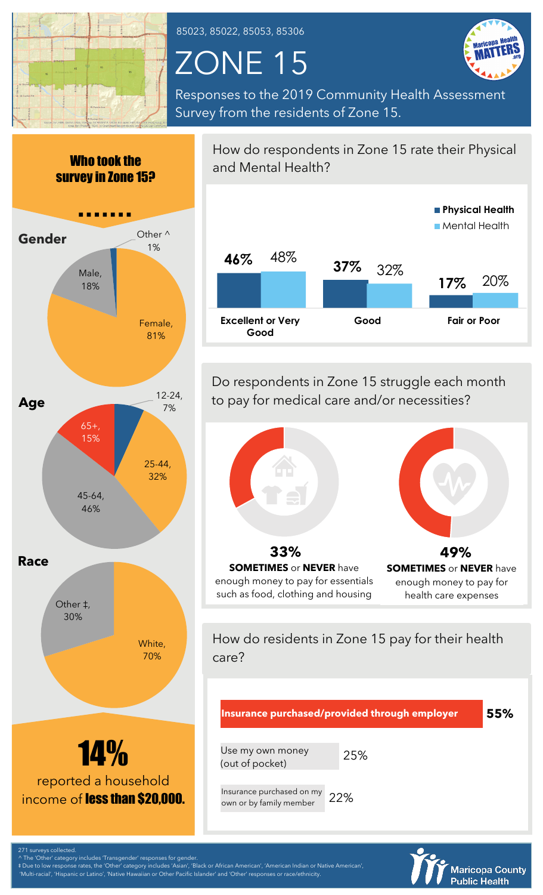85023, 85022, 85053, 85306

# ZONE 15

Responses to the 2019 Community Health Assessment Survey from the residents of Zone 15.

## Who took the survey in Zone 15?

### Gender

- Female, 81%
- Male, 18%
- Other ^ 1%

### Age

- 12-24, 7%
- 25-44, 32%
- 45-64, 46%
- 65+, 15%

### Race

- White, 70%
- Other ‡, 30%

**14%** reported a household income of **less than $20,000.**

## How do respondents in Zone 15 rate their Physical and Mental Health?

| | Physical Health | Mental Health |
|---|---|---|
| Excellent or Very Good | 46% | 48% |
| Good | 37% | 32% |
| Fair or Poor | 17% | 20% |

## Do respondents in Zone 15 struggle each month to pay for medical care and/or necessities?

**33%** **SOMETIMES** or **NEVER** have enough money to pay for essentials such as food, clothing and housing

**49%** **SOMETIMES** or **NEVER** have enough money to pay for health care expenses

## How do residents in Zone 15 pay for their health care?

| Payment method | % |
|---|---|
| Insurance purchased/provided through employer | 55% |
| Use my own money (out of pocket) | 25% |
| Insurance purchased on my own or by family member | 22% |

271 surveys collected.

^ The 'Other' category includes 'Transgender' responses for gender.

‡ Due to low response rates, the 'Other' category includes 'Asian', 'Black or African American', 'American Indian or Native American', 'Multi-racial', 'Hispanic or Latino', 'Native Hawaiian or Other Pacific Islander' and 'Other' responses or race/ethnicity.

Maricopa County Public Health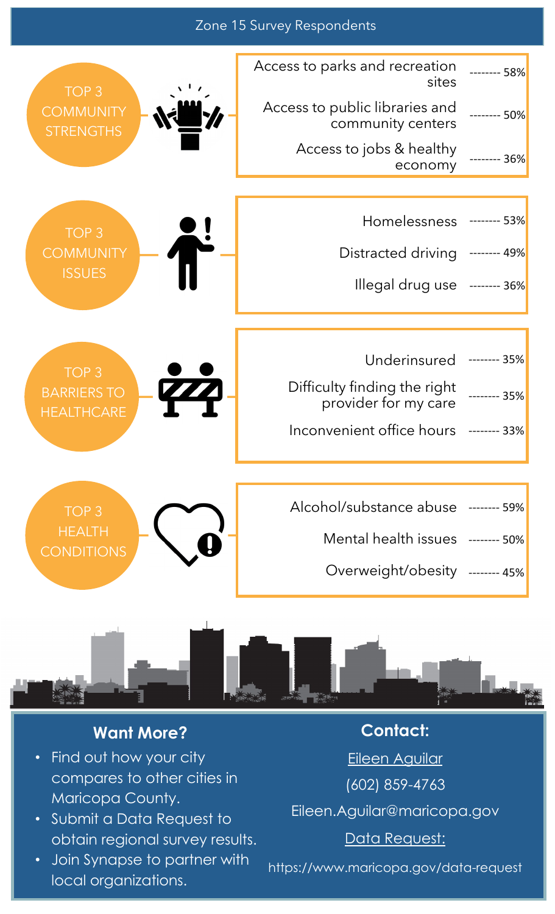# Zone 15 Survey Respondents

## TOP 3 COMMUNITY STRENGTHS

- Access to parks and recreation sites -------- 58%
- Access to public libraries and community centers -------- 50%
- Access to jobs & healthy economy -------- 36%

## TOP 3 COMMUNITY ISSUES

- Homelessness -------- 53%
- Distracted driving -------- 49%
- Illegal drug use -------- 36%

## TOP 3 BARRIERS TO HEALTHCARE

- Underinsured -------- 35%
- Difficulty finding the right provider for my care -------- 35%
- Inconvenient office hours -------- 33%

## TOP 3 HEALTH CONDITIONS

- Alcohol/substance abuse -------- 59%
- Mental health issues -------- 50%
- Overweight/obesity -------- 45%

### Want More?

- Find out how your city compares to other cities in Maricopa County.
- Submit a Data Request to obtain regional survey results.
- Join Synapse to partner with local organizations.

### Contact:

Eileen Aguilar

(602) 859-4763

Eileen.Aguilar@maricopa.gov

Data Request:

https://www.maricopa.gov/data-request